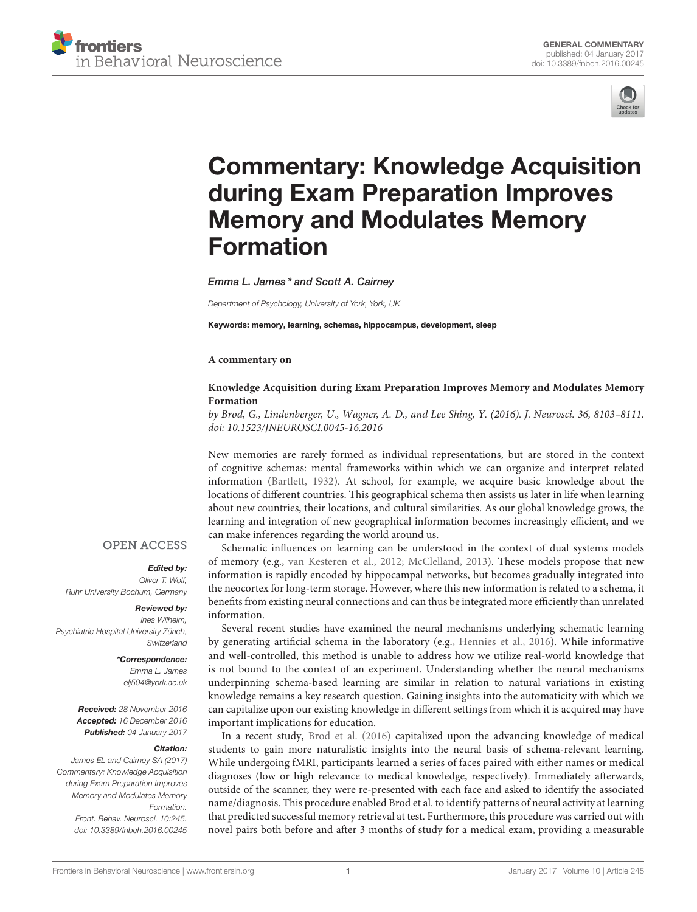GENERAL COMMENTARY
published: 04 January 2017
doi: 10.3389/fnbeh.2016.00245

# Commentary: Knowledge Acquisition during Exam Preparation Improves Memory and Modulates Memory Formation

*Emma L. James\* and Scott A. Cairney*

*Department of Psychology, University of York, York, UK*

**Keywords:** memory, learning, schemas, hippocampus, development, sleep

**A commentary on**

**Knowledge Acquisition during Exam Preparation Improves Memory and Modulates Memory Formation**

*by Brod, G., Lindenberger, U., Wagner, A. D., and Lee Shing, Y. (2016). J. Neurosci. 36, 8103–8111. doi: 10.1523/JNEUROSCI.0045-16.2016*

OPEN ACCESS

***Edited by:***
*Oliver T. Wolf, Ruhr University Bochum, Germany*

***Reviewed by:***
*Ines Wilhelm, Psychiatric Hospital University Zürich, Switzerland*

***\*Correspondence:***
*Emma L. James*
*elj504@york.ac.uk*

***Received:*** *28 November 2016*
***Accepted:*** *16 December 2016*
***Published:*** *04 January 2017*

***Citation:***
*James EL and Cairney SA (2017) Commentary: Knowledge Acquisition during Exam Preparation Improves Memory and Modulates Memory Formation. Front. Behav. Neurosci. 10:245. doi: 10.3389/fnbeh.2016.00245*

New memories are rarely formed as individual representations, but are stored in the context of cognitive schemas: mental frameworks within which we can organize and interpret related information (Bartlett, 1932). At school, for example, we acquire basic knowledge about the locations of different countries. This geographical schema then assists us later in life when learning about new countries, their locations, and cultural similarities. As our global knowledge grows, the learning and integration of new geographical information becomes increasingly efficient, and we can make inferences regarding the world around us.

Schematic influences on learning can be understood in the context of dual systems models of memory (e.g., van Kesteren et al., 2012; McClelland, 2013). These models propose that new information is rapidly encoded by hippocampal networks, but becomes gradually integrated into the neocortex for long-term storage. However, where this new information is related to a schema, it benefits from existing neural connections and can thus be integrated more efficiently than unrelated information.

Several recent studies have examined the neural mechanisms underlying schematic learning by generating artificial schema in the laboratory (e.g., Hennies et al., 2016). While informative and well-controlled, this method is unable to address how we utilize real-world knowledge that is not bound to the context of an experiment. Understanding whether the neural mechanisms underpinning schema-based learning are similar in relation to natural variations in existing knowledge remains a key research question. Gaining insights into the automaticity with which we can capitalize upon our existing knowledge in different settings from which it is acquired may have important implications for education.

In a recent study, Brod et al. (2016) capitalized upon the advancing knowledge of medical students to gain more naturalistic insights into the neural basis of schema-relevant learning. While undergoing fMRI, participants learned a series of faces paired with either names or medical diagnoses (low or high relevance to medical knowledge, respectively). Immediately afterwards, outside of the scanner, they were re-presented with each face and asked to identify the associated name/diagnosis. This procedure enabled Brod et al. to identify patterns of neural activity at learning that predicted successful memory retrieval at test. Furthermore, this procedure was carried out with novel pairs both before and after 3 months of study for a medical exam, providing a measurable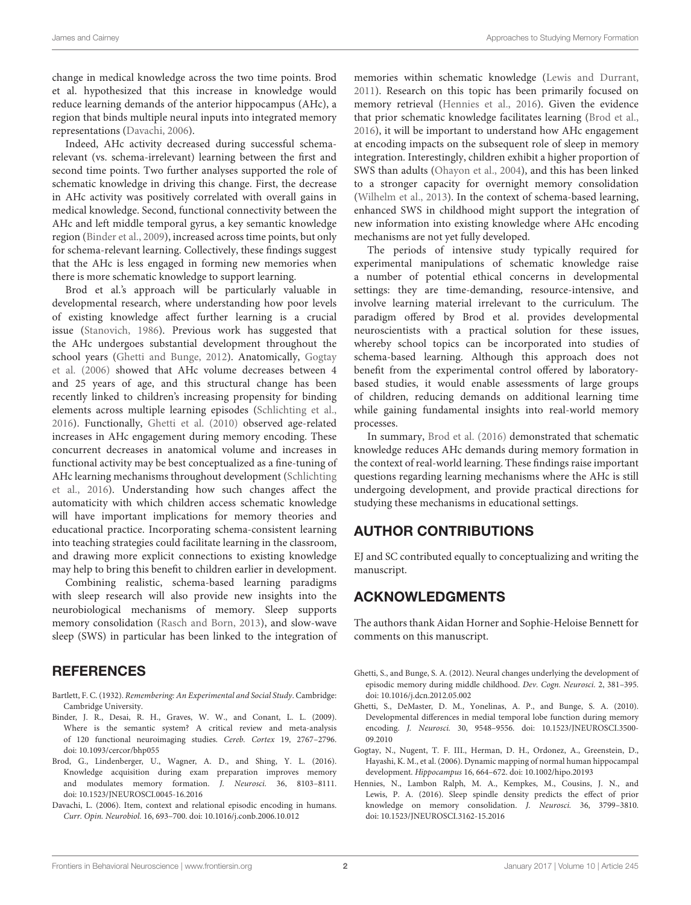change in medical knowledge across the two time points. Brod et al. hypothesized that this increase in knowledge would reduce learning demands of the anterior hippocampus (AHc), a region that binds multiple neural inputs into integrated memory representations (Davachi, 2006).

Indeed, AHc activity decreased during successful schema-relevant (vs. schema-irrelevant) learning between the first and second time points. Two further analyses supported the role of schematic knowledge in driving this change. First, the decrease in AHc activity was positively correlated with overall gains in medical knowledge. Second, functional connectivity between the AHc and left middle temporal gyrus, a key semantic knowledge region (Binder et al., 2009), increased across time points, but only for schema-relevant learning. Collectively, these findings suggest that the AHc is less engaged in forming new memories when there is more schematic knowledge to support learning.

Brod et al.'s approach will be particularly valuable in developmental research, where understanding how poor levels of existing knowledge affect further learning is a crucial issue (Stanovich, 1986). Previous work has suggested that the AHc undergoes substantial development throughout the school years (Ghetti and Bunge, 2012). Anatomically, Gogtay et al. (2006) showed that AHc volume decreases between 4 and 25 years of age, and this structural change has been recently linked to children's increasing propensity for binding elements across multiple learning episodes (Schlichting et al., 2016). Functionally, Ghetti et al. (2010) observed age-related increases in AHc engagement during memory encoding. These concurrent decreases in anatomical volume and increases in functional activity may be best conceptualized as a fine-tuning of AHc learning mechanisms throughout development (Schlichting et al., 2016). Understanding how such changes affect the automaticity with which children access schematic knowledge will have important implications for memory theories and educational practice. Incorporating schema-consistent learning into teaching strategies could facilitate learning in the classroom, and drawing more explicit connections to existing knowledge may help to bring this benefit to children earlier in development.

Combining realistic, schema-based learning paradigms with sleep research will also provide new insights into the neurobiological mechanisms of memory. Sleep supports memory consolidation (Rasch and Born, 2013), and slow-wave sleep (SWS) in particular has been linked to the integration of memories within schematic knowledge (Lewis and Durrant, 2011). Research on this topic has been primarily focused on memory retrieval (Hennies et al., 2016). Given the evidence that prior schematic knowledge facilitates learning (Brod et al., 2016), it will be important to understand how AHc engagement at encoding impacts on the subsequent role of sleep in memory integration. Interestingly, children exhibit a higher proportion of SWS than adults (Ohayon et al., 2004), and this has been linked to a stronger capacity for overnight memory consolidation (Wilhelm et al., 2013). In the context of schema-based learning, enhanced SWS in childhood might support the integration of new information into existing knowledge where AHc encoding mechanisms are not yet fully developed.

The periods of intensive study typically required for experimental manipulations of schematic knowledge raise a number of potential ethical concerns in developmental settings: they are time-demanding, resource-intensive, and involve learning material irrelevant to the curriculum. The paradigm offered by Brod et al. provides developmental neuroscientists with a practical solution for these issues, whereby school topics can be incorporated into studies of schema-based learning. Although this approach does not benefit from the experimental control offered by laboratory-based studies, it would enable assessments of large groups of children, reducing demands on additional learning time while gaining fundamental insights into real-world memory processes.

In summary, Brod et al. (2016) demonstrated that schematic knowledge reduces AHc demands during memory formation in the context of real-world learning. These findings raise important questions regarding learning mechanisms where the AHc is still undergoing development, and provide practical directions for studying these mechanisms in educational settings.

## AUTHOR CONTRIBUTIONS

EJ and SC contributed equally to conceptualizing and writing the manuscript.

## ACKNOWLEDGMENTS

The authors thank Aidan Horner and Sophie-Heloise Bennett for comments on this manuscript.

## REFERENCES

Bartlett, F. C. (1932). *Remembering: An Experimental and Social Study*. Cambridge: Cambridge University.

Binder, J. R., Desai, R. H., Graves, W. W., and Conant, L. L. (2009). Where is the semantic system? A critical review and meta-analysis of 120 functional neuroimaging studies. *Cereb. Cortex* 19, 2767–2796. doi: 10.1093/cercor/bhp055

Brod, G., Lindenberger, U., Wagner, A. D., and Shing, Y. L. (2016). Knowledge acquisition during exam preparation improves memory and modulates memory formation. *J. Neurosci.* 36, 8103–8111. doi: 10.1523/JNEUROSCI.0045-16.2016

Davachi, L. (2006). Item, context and relational episodic encoding in humans. *Curr. Opin. Neurobiol.* 16, 693–700. doi: 10.1016/j.conb.2006.10.012

Ghetti, S., and Bunge, S. A. (2012). Neural changes underlying the development of episodic memory during middle childhood. *Dev. Cogn. Neurosci.* 2, 381–395. doi: 10.1016/j.dcn.2012.05.002

Ghetti, S., DeMaster, D. M., Yonelinas, A. P., and Bunge, S. A. (2010). Developmental differences in medial temporal lobe function during memory encoding. *J. Neurosci.* 30, 9548–9556. doi: 10.1523/JNEUROSCI.3500-09.2010

Gogtay, N., Nugent, T. F. III., Herman, D. H., Ordonez, A., Greenstein, D., Hayashi, K. M., et al. (2006). Dynamic mapping of normal human hippocampal development. *Hippocampus* 16, 664–672. doi: 10.1002/hipo.20193

Hennies, N., Lambon Ralph, M. A., Kempkes, M., Cousins, J. N., and Lewis, P. A. (2016). Sleep spindle density predicts the effect of prior knowledge on memory consolidation. *J. Neurosci.* 36, 3799–3810. doi: 10.1523/JNEUROSCI.3162-15.2016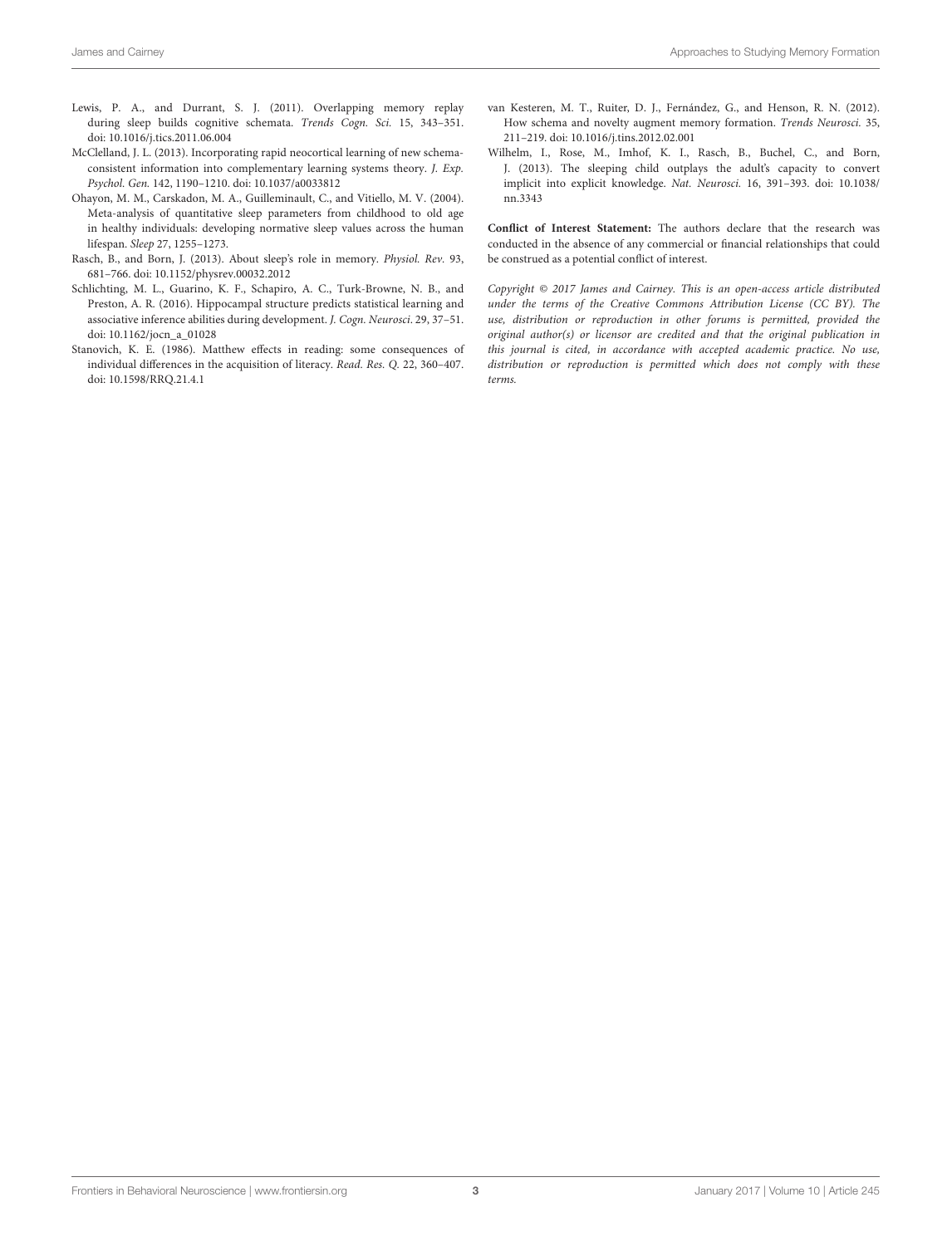Lewis, P. A., and Durrant, S. J. (2011). Overlapping memory replay during sleep builds cognitive schemata. *Trends Cogn. Sci.* 15, 343–351. doi: 10.1016/j.tics.2011.06.004

McClelland, J. L. (2013). Incorporating rapid neocortical learning of new schema-consistent information into complementary learning systems theory. *J. Exp. Psychol. Gen.* 142, 1190–1210. doi: 10.1037/a0033812

Ohayon, M. M., Carskadon, M. A., Guilleminault, C., and Vitiello, M. V. (2004). Meta-analysis of quantitative sleep parameters from childhood to old age in healthy individuals: developing normative sleep values across the human lifespan. *Sleep* 27, 1255–1273.

Rasch, B., and Born, J. (2013). About sleep's role in memory. *Physiol. Rev.* 93, 681–766. doi: 10.1152/physrev.00032.2012

Schlichting, M. L., Guarino, K. F., Schapiro, A. C., Turk-Browne, N. B., and Preston, A. R. (2016). Hippocampal structure predicts statistical learning and associative inference abilities during development. *J. Cogn. Neurosci.* 29, 37–51. doi: 10.1162/jocn_a_01028

Stanovich, K. E. (1986). Matthew effects in reading: some consequences of individual differences in the acquisition of literacy. *Read. Res. Q.* 22, 360–407. doi: 10.1598/RRQ.21.4.1

van Kesteren, M. T., Ruiter, D. J., Fernández, G., and Henson, R. N. (2012). How schema and novelty augment memory formation. *Trends Neurosci.* 35, 211–219. doi: 10.1016/j.tins.2012.02.001

Wilhelm, I., Rose, M., Imhof, K. I., Rasch, B., Buchel, C., and Born, J. (2013). The sleeping child outplays the adult's capacity to convert implicit into explicit knowledge. *Nat. Neurosci.* 16, 391–393. doi: 10.1038/nn.3343

**Conflict of Interest Statement:** The authors declare that the research was conducted in the absence of any commercial or financial relationships that could be construed as a potential conflict of interest.

*Copyright © 2017 James and Cairney. This is an open-access article distributed under the terms of the Creative Commons Attribution License (CC BY). The use, distribution or reproduction in other forums is permitted, provided the original author(s) or licensor are credited and that the original publication in this journal is cited, in accordance with accepted academic practice. No use, distribution or reproduction is permitted which does not comply with these terms.*